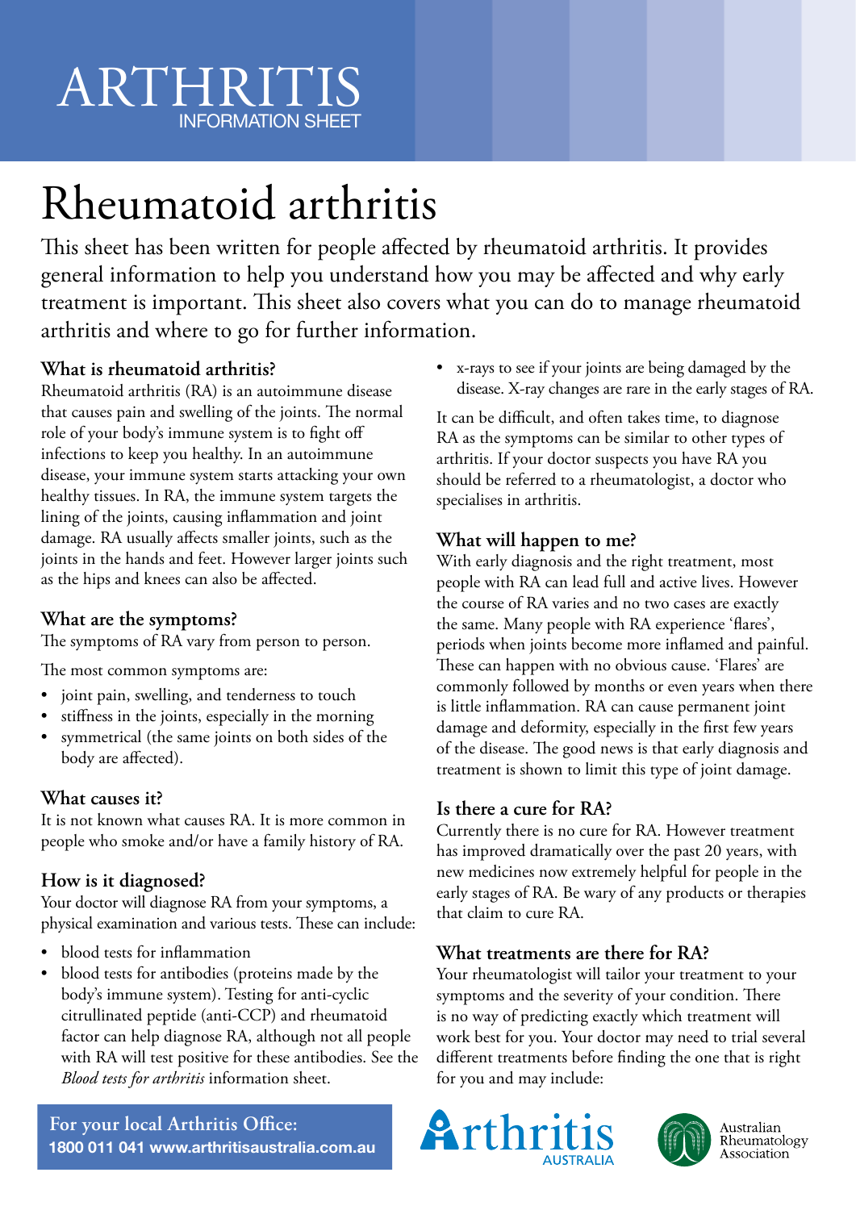# ARTHRITIS
INFORMATION SHEET

# Rheumatoid arthritis

This sheet has been written for people affected by rheumatoid arthritis. It provides general information to help you understand how you may be affected and why early treatment is important. This sheet also covers what you can do to manage rheumatoid arthritis and where to go for further information.

## What is rheumatoid arthritis?

Rheumatoid arthritis (RA) is an autoimmune disease that causes pain and swelling of the joints. The normal role of your body's immune system is to fight off infections to keep you healthy. In an autoimmune disease, your immune system starts attacking your own healthy tissues. In RA, the immune system targets the lining of the joints, causing inflammation and joint damage. RA usually affects smaller joints, such as the joints in the hands and feet. However larger joints such as the hips and knees can also be affected.

## What are the symptoms?

The symptoms of RA vary from person to person.

The most common symptoms are:

- joint pain, swelling, and tenderness to touch
- stiffness in the joints, especially in the morning
- symmetrical (the same joints on both sides of the body are affected).

## What causes it?

It is not known what causes RA. It is more common in people who smoke and/or have a family history of RA.

## How is it diagnosed?

Your doctor will diagnose RA from your symptoms, a physical examination and various tests. These can include:

- blood tests for inflammation
- blood tests for antibodies (proteins made by the body's immune system). Testing for anti-cyclic citrullinated peptide (anti-CCP) and rheumatoid factor can help diagnose RA, although not all people with RA will test positive for these antibodies. See the *Blood tests for arthritis* information sheet.
- x-rays to see if your joints are being damaged by the disease. X-ray changes are rare in the early stages of RA.

It can be difficult, and often takes time, to diagnose RA as the symptoms can be similar to other types of arthritis. If your doctor suspects you have RA you should be referred to a rheumatologist, a doctor who specialises in arthritis.

## What will happen to me?

With early diagnosis and the right treatment, most people with RA can lead full and active lives. However the course of RA varies and no two cases are exactly the same. Many people with RA experience 'flares', periods when joints become more inflamed and painful. These can happen with no obvious cause. 'Flares' are commonly followed by months or even years when there is little inflammation. RA can cause permanent joint damage and deformity, especially in the first few years of the disease. The good news is that early diagnosis and treatment is shown to limit this type of joint damage.

## Is there a cure for RA?

Currently there is no cure for RA. However treatment has improved dramatically over the past 20 years, with new medicines now extremely helpful for people in the early stages of RA. Be wary of any products or therapies that claim to cure RA.

## What treatments are there for RA?

Your rheumatologist will tailor your treatment to your symptoms and the severity of your condition. There is no way of predicting exactly which treatment will work best for you. Your doctor may need to trial several different treatments before finding the one that is right for you and may include:

**For your local Arthritis Office:**
**1800 011 041 www.arthritisaustralia.com.au**

Arthritis Australia

Australian Rheumatology Association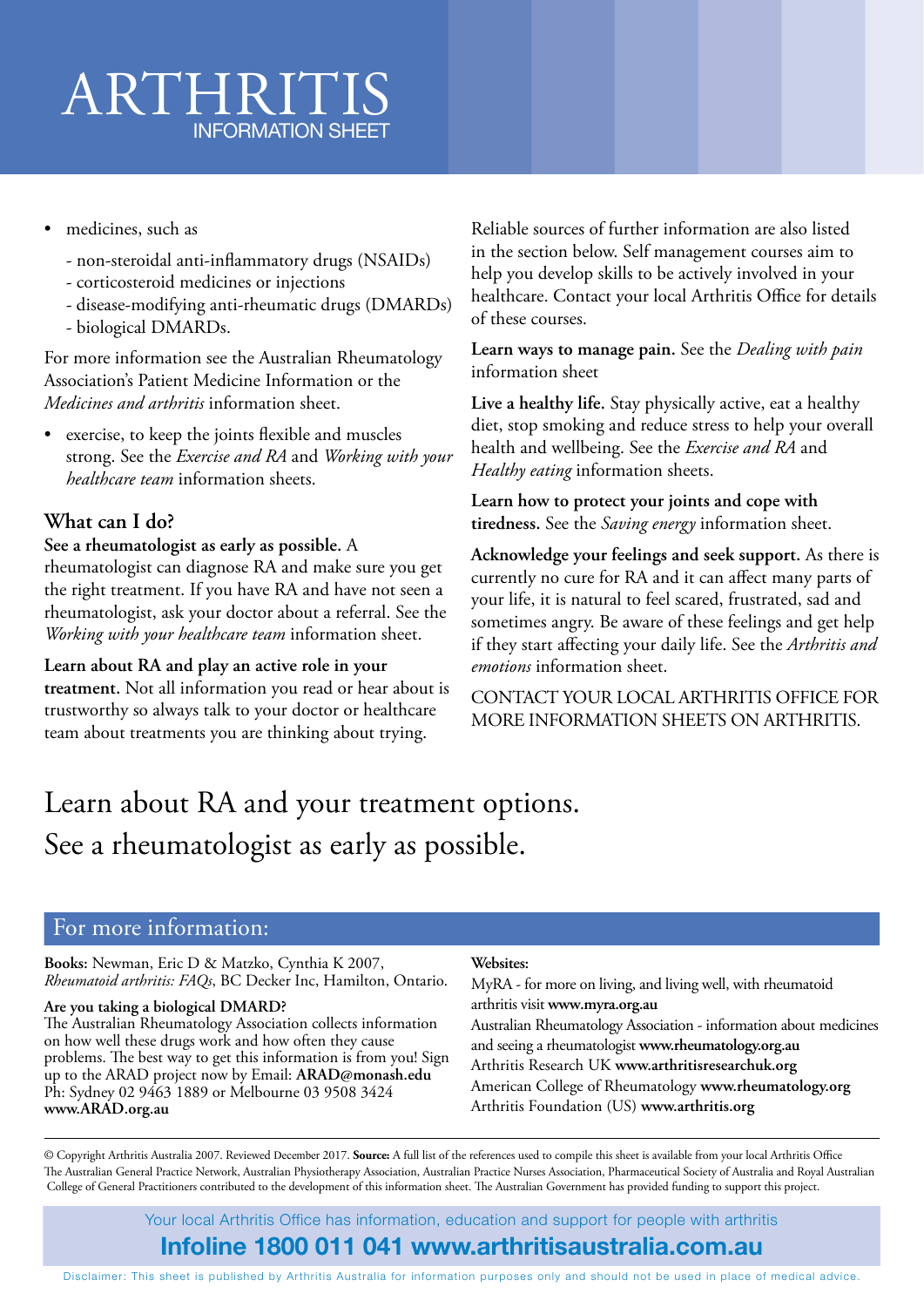- medicines, such as
  - non-steroidal anti-inflammatory drugs (NSAIDs)
  - corticosteroid medicines or injections
  - disease-modifying anti-rheumatic drugs (DMARDs)
  - biological DMARDs.

For more information see the Australian Rheumatology Association's Patient Medicine Information or the *Medicines and arthritis* information sheet.

- exercise, to keep the joints flexible and muscles strong. See the *Exercise and RA* and *Working with your healthcare team* information sheets.

## What can I do?

**See a rheumatologist as early as possible.** A rheumatologist can diagnose RA and make sure you get the right treatment. If you have RA and have not seen a rheumatologist, ask your doctor about a referral. See the *Working with your healthcare team* information sheet.

**Learn about RA and play an active role in your treatment.** Not all information you read or hear about is trustworthy so always talk to your doctor or healthcare team about treatments you are thinking about trying. Reliable sources of further information are also listed in the section below. Self management courses aim to help you develop skills to be actively involved in your healthcare. Contact your local Arthritis Office for details of these courses.

**Learn ways to manage pain.** See the *Dealing with pain* information sheet

**Live a healthy life.** Stay physically active, eat a healthy diet, stop smoking and reduce stress to help your overall health and wellbeing. See the *Exercise and RA* and *Healthy eating* information sheets.

**Learn how to protect your joints and cope with tiredness.** See the *Saving energy* information sheet.

**Acknowledge your feelings and seek support.** As there is currently no cure for RA and it can affect many parts of your life, it is natural to feel scared, frustrated, sad and sometimes angry. Be aware of these feelings and get help if they start affecting your daily life. See the *Arthritis and emotions* information sheet.

CONTACT YOUR LOCAL ARTHRITIS OFFICE FOR MORE INFORMATION SHEETS ON ARTHRITIS.

Learn about RA and your treatment options.
See a rheumatologist as early as possible.

## For more information:

**Books:** Newman, Eric D & Matzko, Cynthia K 2007, *Rheumatoid arthritis: FAQs*, BC Decker Inc, Hamilton, Ontario.

**Are you taking a biological DMARD?**
The Australian Rheumatology Association collects information on how well these drugs work and how often they cause problems. The best way to get this information is from you! Sign up to the ARAD project now by Email: **ARAD@monash.edu**
Ph: Sydney 02 9463 1889 or Melbourne 03 9508 3424
**www.ARAD.org.au**

**Websites:**
MyRA - for more on living, and living well, with rheumatoid arthritis visit **www.myra.org.au**
Australian Rheumatology Association - information about medicines and seeing a rheumatologist **www.rheumatology.org.au**
Arthritis Research UK **www.arthritisresearchuk.org**
American College of Rheumatology **www.rheumatology.org**
Arthritis Foundation (US) **www.arthritis.org**

© Copyright Arthritis Australia 2007. Reviewed December 2017. **Source:** A full list of the references used to compile this sheet is available from your local Arthritis Office
The Australian General Practice Network, Australian Physiotherapy Association, Australian Practice Nurses Association, Pharmaceutical Society of Australia and Royal Australian College of General Practitioners contributed to the development of this information sheet. The Australian Government has provided funding to support this project.

Your local Arthritis Office has information, education and support for people with arthritis
**Infoline 1800 011 041 www.arthritisaustralia.com.au**

Disclaimer: This sheet is published by Arthritis Australia for information purposes only and should not be used in place of medical advice.